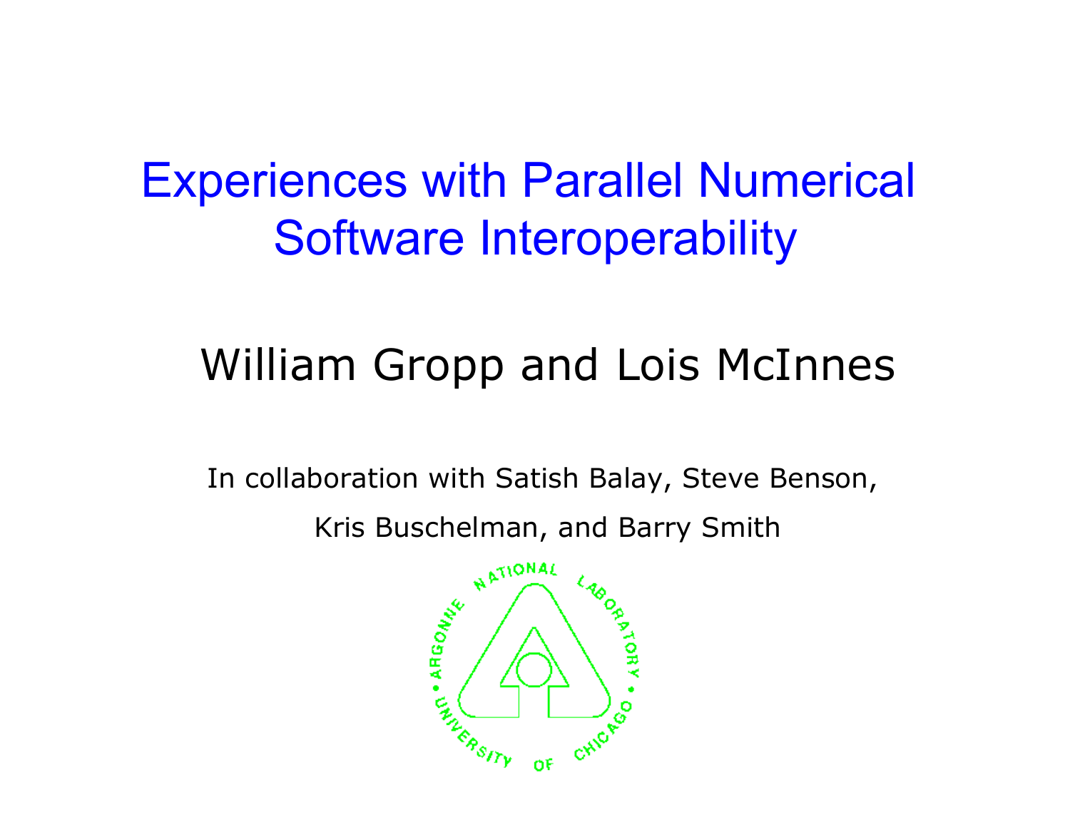# Experiences with Parallel Numerical Software Interoperability

William Gropp and Lois McInnes

In collaboration with Satish Balay, Steve Benson, Kris Buschelman, and Barry Smith

ARGONNE NATIONAL LABORATORY • UNIVERSITY OF CHICAGO •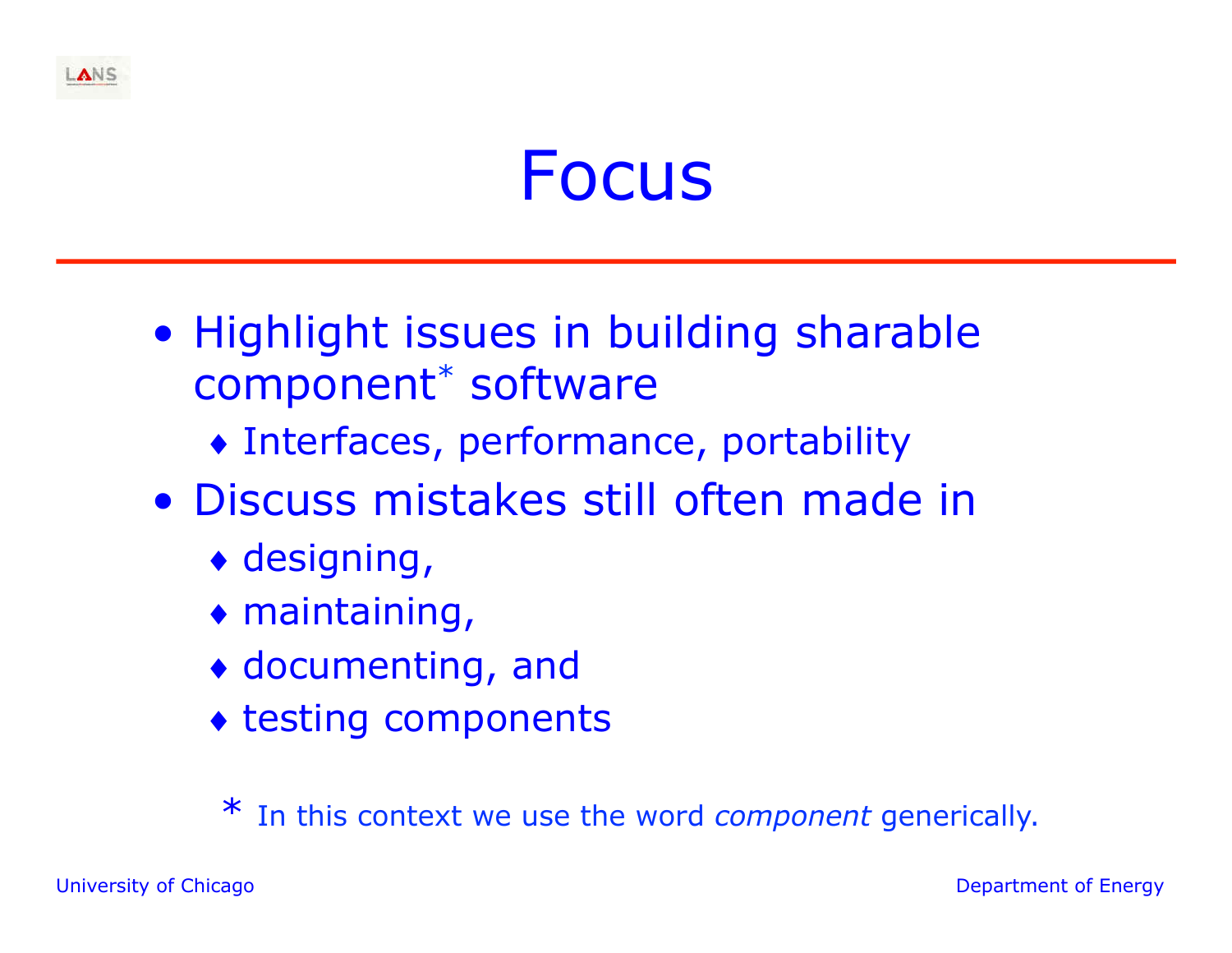# Focus

- Highlight issues in building sharable component* software
  - Interfaces, performance, portability
- Discuss mistakes still often made in
  - designing,
  - maintaining,
  - documenting, and
  - testing components

\* In this context we use the word *component* generically.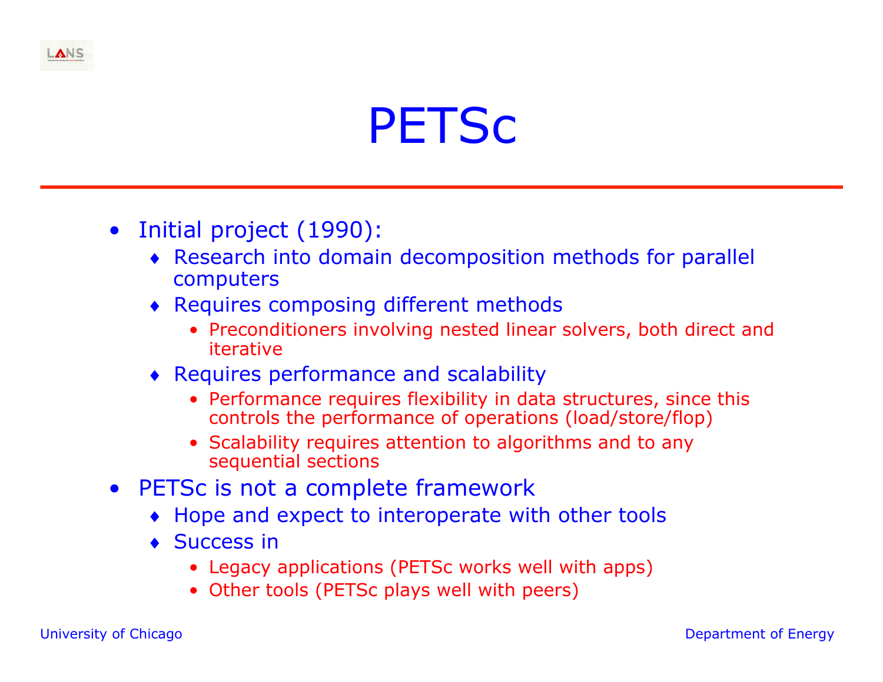# PETSc

- Initial project (1990):
  - Research into domain decomposition methods for parallel computers
  - Requires composing different methods
    - Preconditioners involving nested linear solvers, both direct and iterative
  - Requires performance and scalability
    - Performance requires flexibility in data structures, since this controls the performance of operations (load/store/flop)
    - Scalability requires attention to algorithms and to any sequential sections
- PETSc is not a complete framework
  - Hope and expect to interoperate with other tools
  - Success in
    - Legacy applications (PETSc works well with apps)
    - Other tools (PETSc plays well with peers)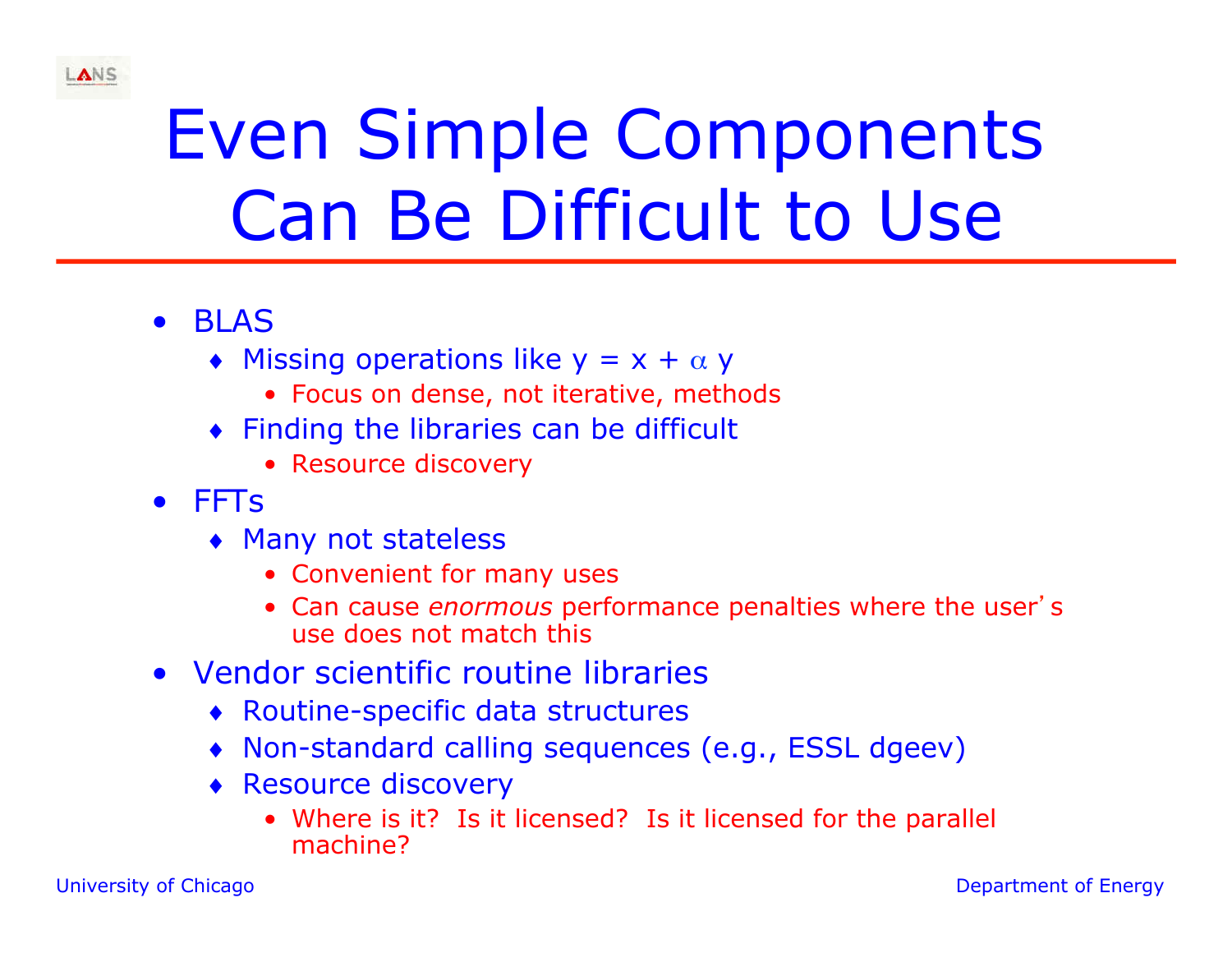# Even Simple Components Can Be Difficult to Use

- BLAS
  - Missing operations like $y = x + \alpha y$
    - Focus on dense, not iterative, methods
  - Finding the libraries can be difficult
    - Resource discovery
- FFTs
  - Many not stateless
    - Convenient for many uses
    - Can cause *enormous* performance penalties where the user's use does not match this
- Vendor scientific routine libraries
  - Routine-specific data structures
  - Non-standard calling sequences (e.g., ESSL dgeev)
  - Resource discovery
    - Where is it? Is it licensed? Is it licensed for the parallel machine?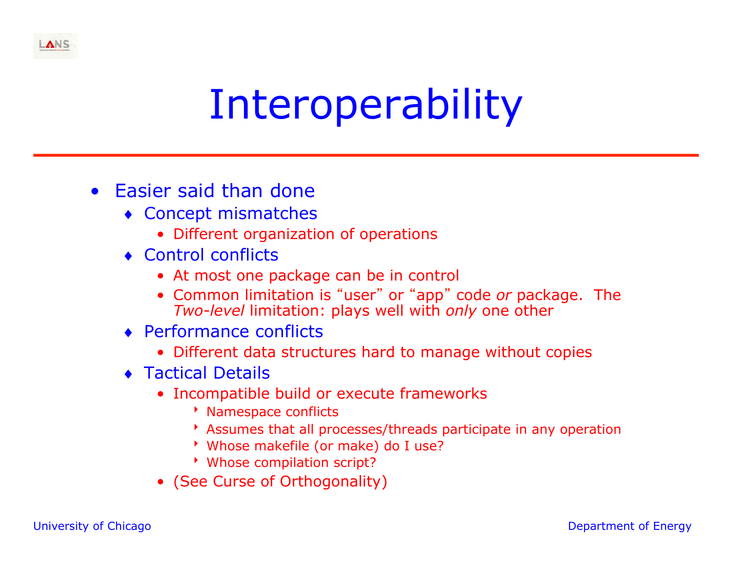# Interoperability

- Easier said than done
  - Concept mismatches
    - Different organization of operations
  - Control conflicts
    - At most one package can be in control
    - Common limitation is "user" or "app" code *or* package. The *Two-level* limitation: plays well with *only* one other
  - Performance conflicts
    - Different data structures hard to manage without copies
  - Tactical Details
    - Incompatible build or execute frameworks
      - Namespace conflicts
      - Assumes that all processes/threads participate in any operation
      - Whose makefile (or make) do I use?
      - Whose compilation script?
    - (See Curse of Orthogonality)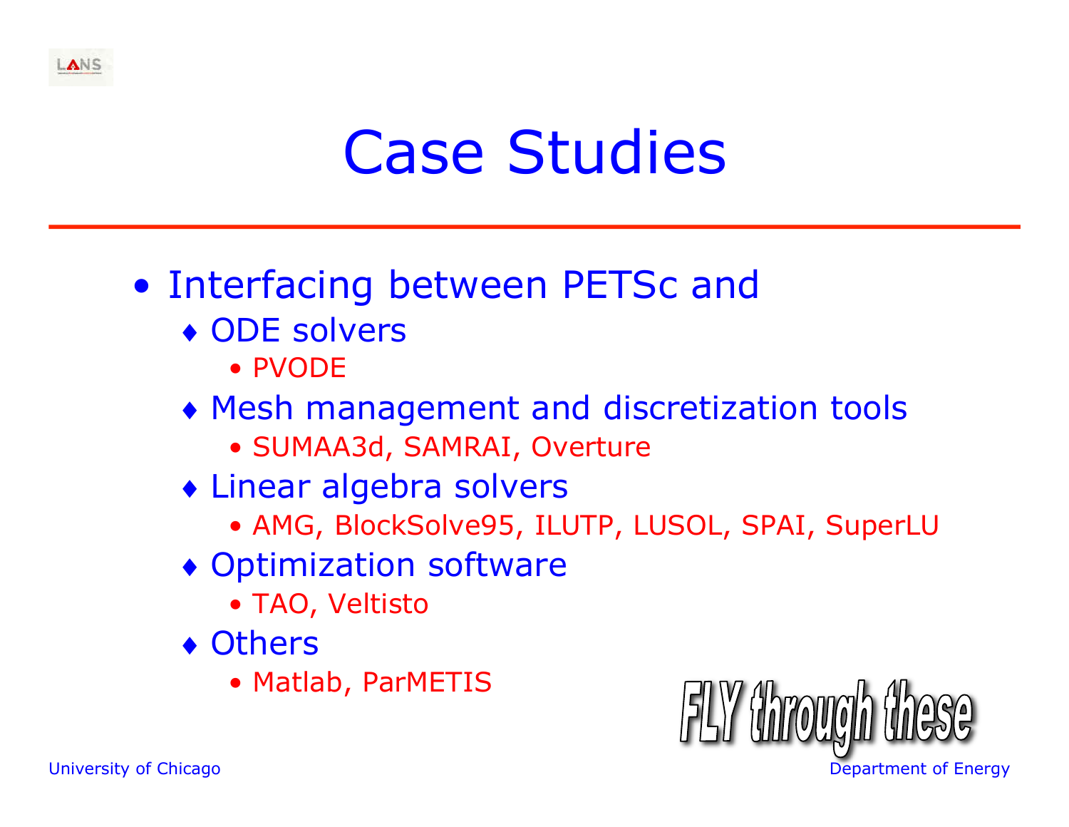# Case Studies

- Interfacing between PETSc and
  - ODE solvers
    - PVODE
  - Mesh management and discretization tools
    - SUMAA3d, SAMRAI, Overture
  - Linear algebra solvers
    - AMG, BlockSolve95, ILUTP, LUSOL, SPAI, SuperLU
  - Optimization software
    - TAO, Veltisto
  - Others
    - Matlab, ParMETIS

FLY through these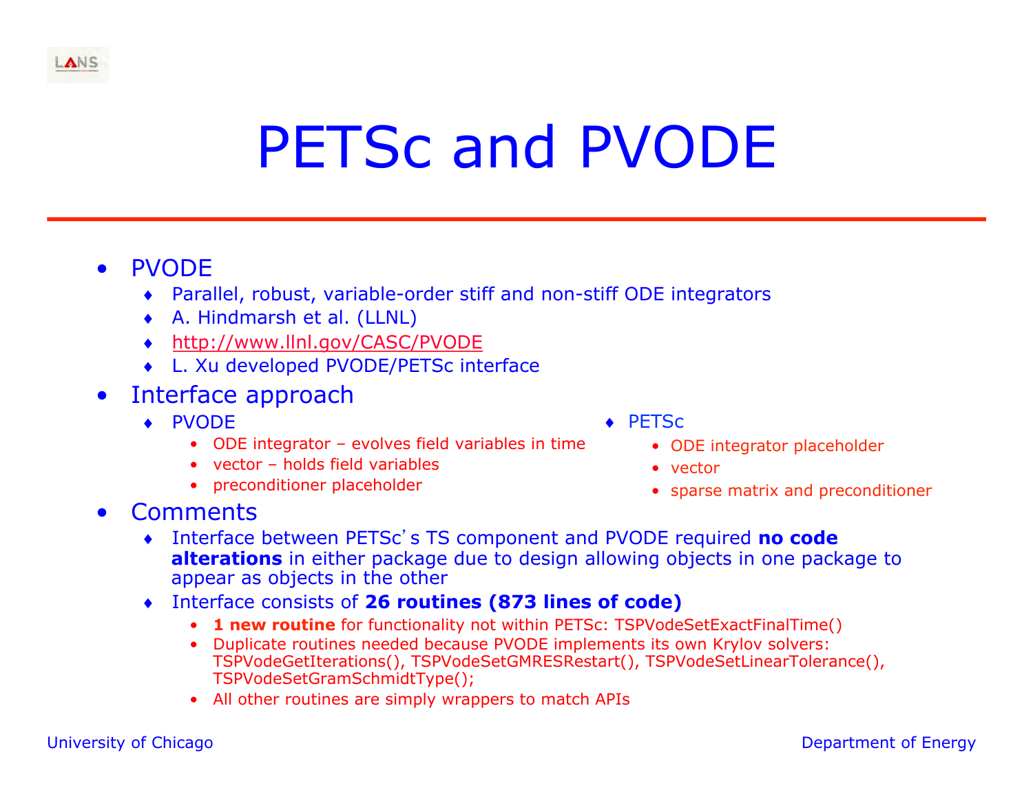# PETSc and PVODE

- PVODE
  - Parallel, robust, variable-order stiff and non-stiff ODE integrators
  - A. Hindmarsh et al. (LLNL)
  - http://www.llnl.gov/CASC/PVODE
  - L. Xu developed PVODE/PETSc interface
- Interface approach
  - PVODE
    - ODE integrator – evolves field variables in time
    - vector – holds field variables
    - preconditioner placeholder
  - PETSc
    - ODE integrator placeholder
    - vector
    - sparse matrix and preconditioner
- Comments
  - Interface between PETSc's TS component and PVODE required **no code alterations** in either package due to design allowing objects in one package to appear as objects in the other
  - Interface consists of **26 routines (873 lines of code)**
    - **1 new routine** for functionality not within PETSc: TSPVodeSetExactFinalTime()
    - Duplicate routines needed because PVODE implements its own Krylov solvers: TSPVodeGetIterations(), TSPVodeSetGMRESRestart(), TSPVodeSetLinearTolerance(), TSPVodeSetGramSchmidtType();
    - All other routines are simply wrappers to match APIs

University of Chicago | Department of Energy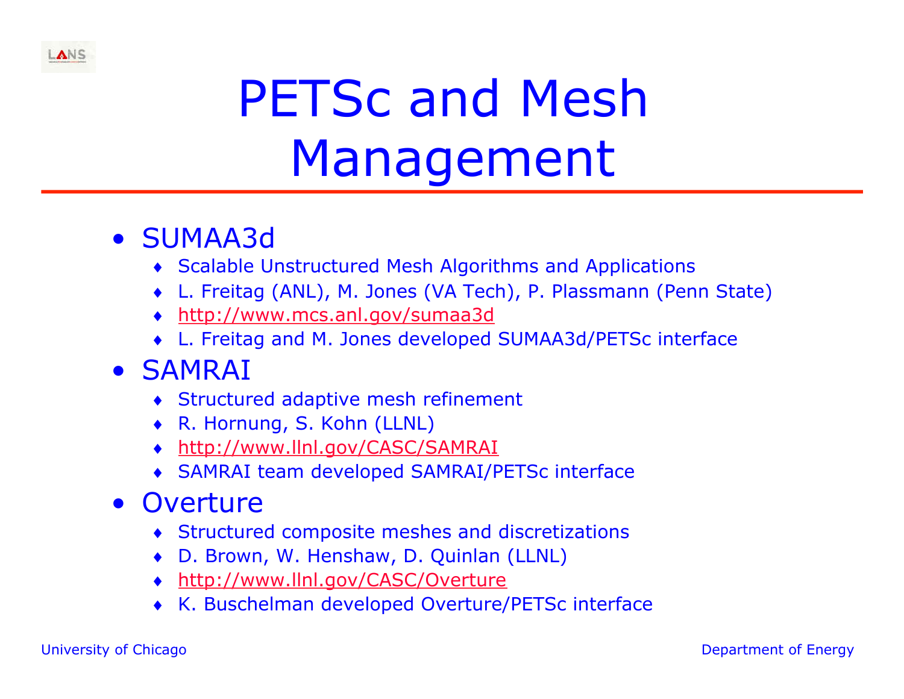# PETSc and Mesh Management

- SUMAA3d
  - Scalable Unstructured Mesh Algorithms and Applications
  - L. Freitag (ANL), M. Jones (VA Tech), P. Plassmann (Penn State)
  - http://www.mcs.anl.gov/sumaa3d
  - L. Freitag and M. Jones developed SUMAA3d/PETSc interface
- SAMRAI
  - Structured adaptive mesh refinement
  - R. Hornung, S. Kohn (LLNL)
  - http://www.llnl.gov/CASC/SAMRAI
  - SAMRAI team developed SAMRAI/PETSc interface
- Overture
  - Structured composite meshes and discretizations
  - D. Brown, W. Henshaw, D. Quinlan (LLNL)
  - http://www.llnl.gov/CASC/Overture
  - K. Buschelman developed Overture/PETSc interface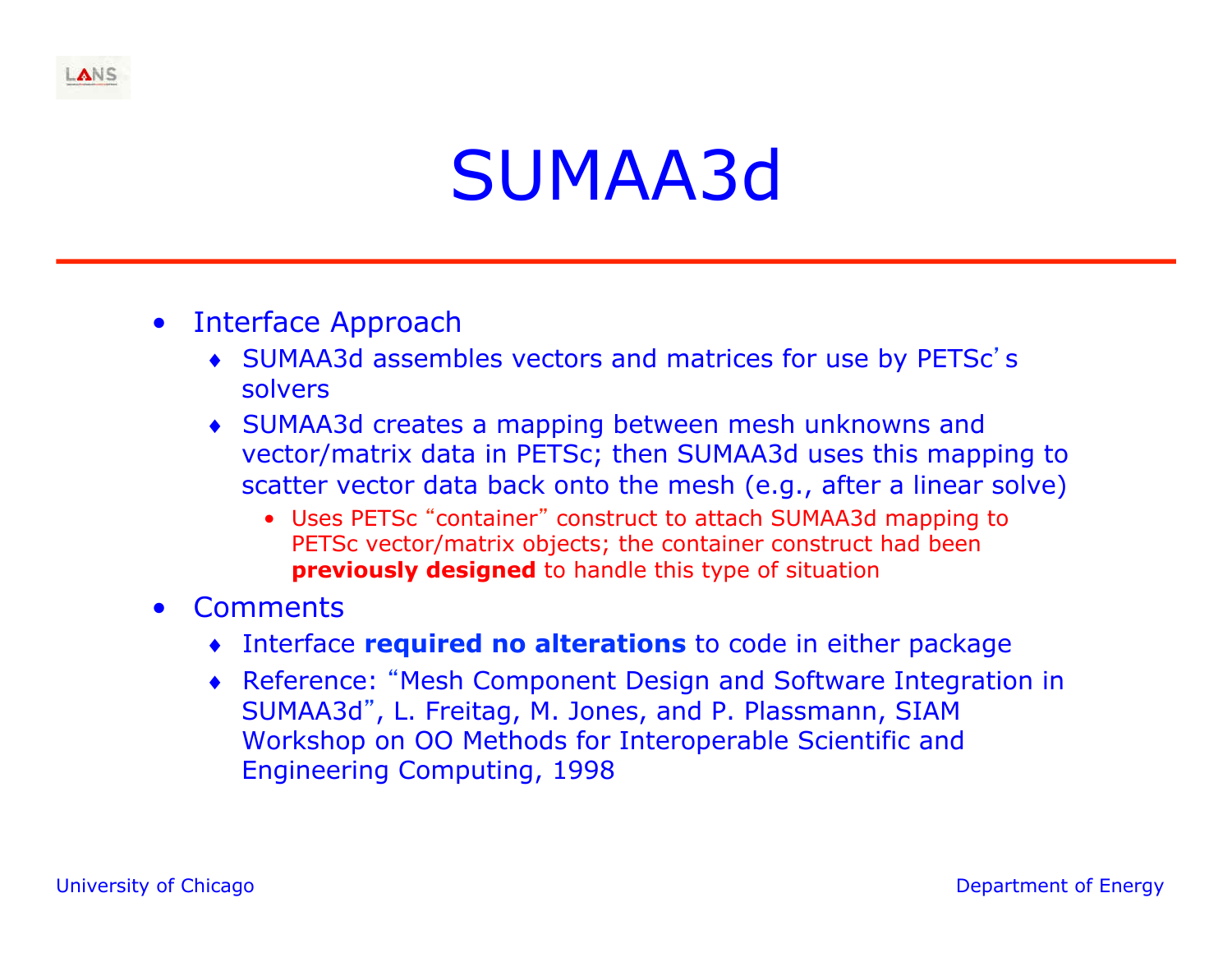# SUMAA3d

- Interface Approach
  - SUMAA3d assembles vectors and matrices for use by PETSc's solvers
  - SUMAA3d creates a mapping between mesh unknowns and vector/matrix data in PETSc; then SUMAA3d uses this mapping to scatter vector data back onto the mesh (e.g., after a linear solve)
    - Uses PETSc "container" construct to attach SUMAA3d mapping to PETSc vector/matrix objects; the container construct had been **previously designed** to handle this type of situation
- Comments
  - Interface **required no alterations** to code in either package
  - Reference: "Mesh Component Design and Software Integration in SUMAA3d", L. Freitag, M. Jones, and P. Plassmann, SIAM Workshop on OO Methods for Interoperable Scientific and Engineering Computing, 1998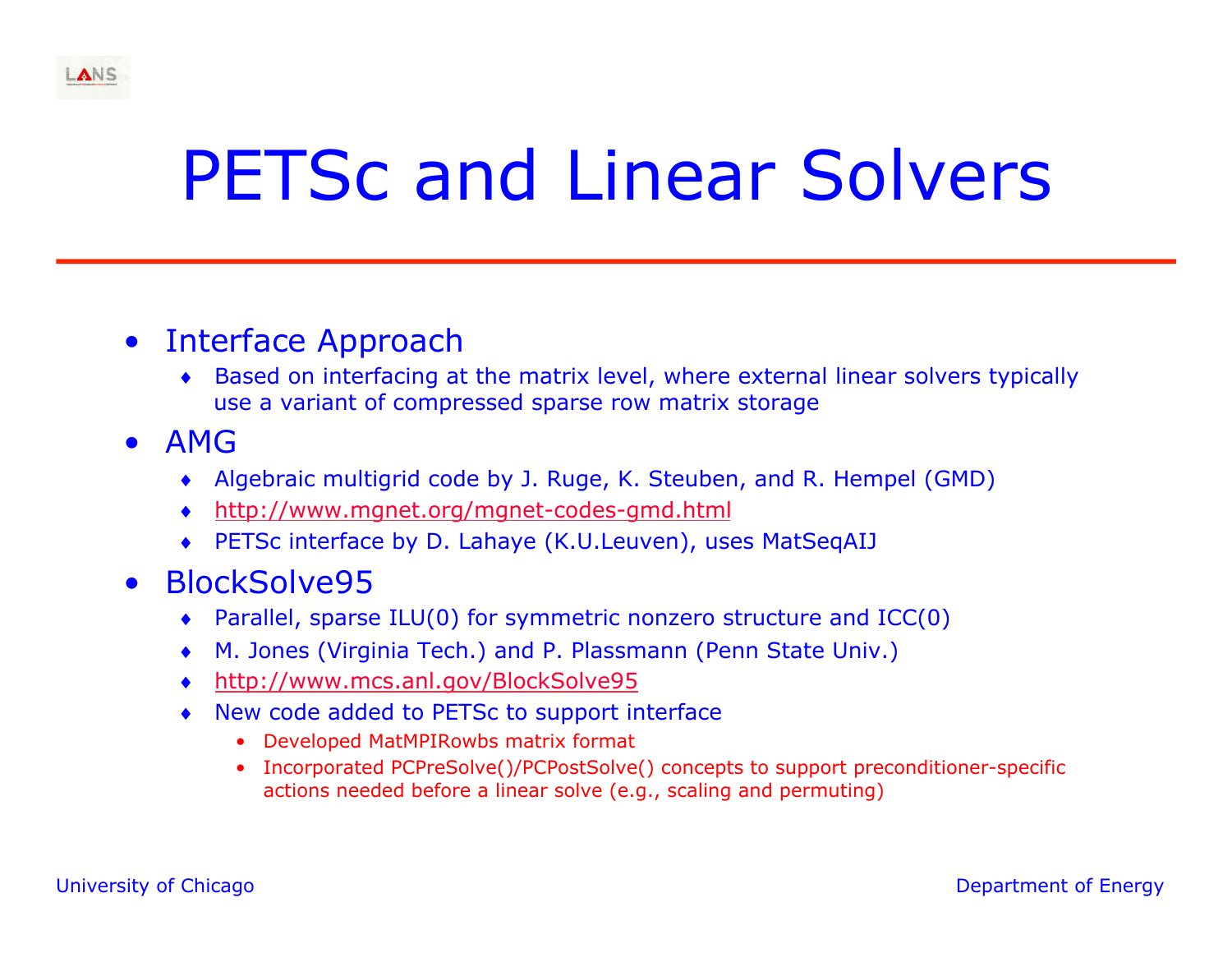# PETSc and Linear Solvers

- Interface Approach
  - Based on interfacing at the matrix level, where external linear solvers typically use a variant of compressed sparse row matrix storage
- AMG
  - Algebraic multigrid code by J. Ruge, K. Steuben, and R. Hempel (GMD)
  - http://www.mgnet.org/mgnet-codes-gmd.html
  - PETSc interface by D. Lahaye (K.U.Leuven), uses MatSeqAIJ
- BlockSolve95
  - Parallel, sparse ILU(0) for symmetric nonzero structure and ICC(0)
  - M. Jones (Virginia Tech.) and P. Plassmann (Penn State Univ.)
  - http://www.mcs.anl.gov/BlockSolve95
  - New code added to PETSc to support interface
    - Developed MatMPIRowbs matrix format
    - Incorporated PCPreSolve()/PCPostSolve() concepts to support preconditioner-specific actions needed before a linear solve (e.g., scaling and permuting)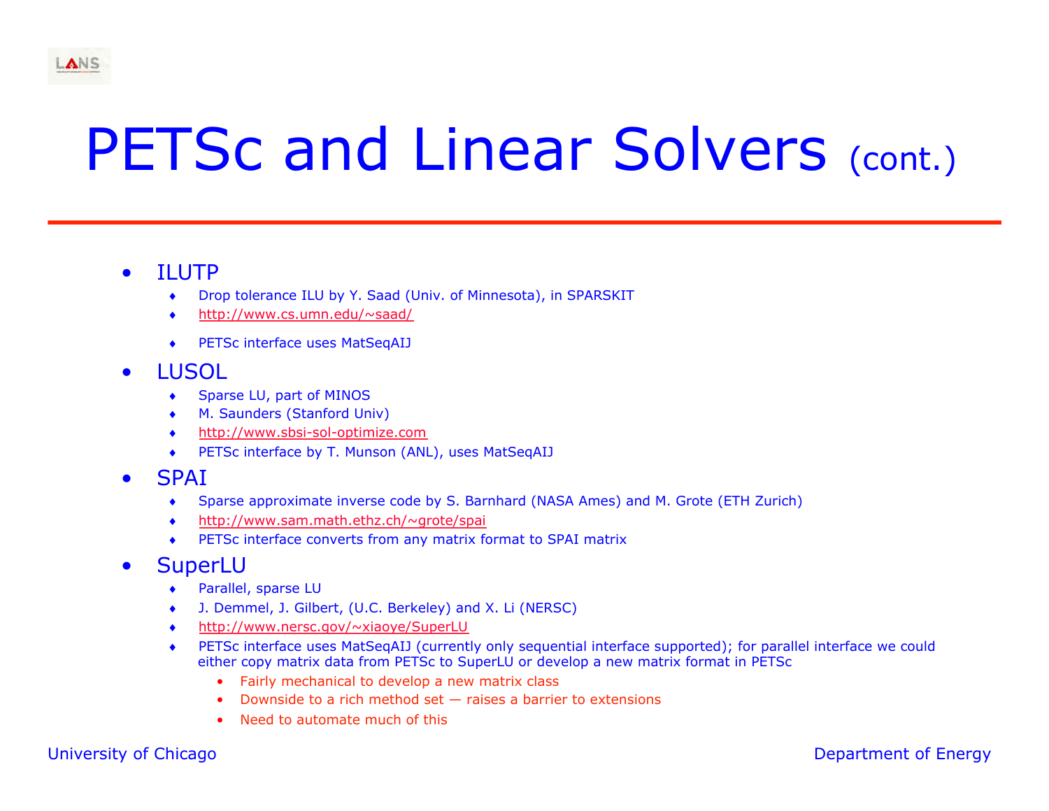# PETSc and Linear Solvers (cont.)

- ILUTP
  - Drop tolerance ILU by Y. Saad (Univ. of Minnesota), in SPARSKIT
  - http://www.cs.umn.edu/~saad/
  - PETSc interface uses MatSeqAIJ
- LUSOL
  - Sparse LU, part of MINOS
  - M. Saunders (Stanford Univ)
  - http://www.sbsi-sol-optimize.com
  - PETSc interface by T. Munson (ANL), uses MatSeqAIJ
- SPAI
  - Sparse approximate inverse code by S. Barnhard (NASA Ames) and M. Grote (ETH Zurich)
  - http://www.sam.math.ethz.ch/~grote/spai
  - PETSc interface converts from any matrix format to SPAI matrix
- SuperLU
  - Parallel, sparse LU
  - J. Demmel, J. Gilbert, (U.C. Berkeley) and X. Li (NERSC)
  - http://www.nersc.gov/~xiaoye/SuperLU
  - PETSc interface uses MatSeqAIJ (currently only sequential interface supported); for parallel interface we could either copy matrix data from PETSc to SuperLU or develop a new matrix format in PETSc
    - Fairly mechanical to develop a new matrix class
    - Downside to a rich method set — raises a barrier to extensions
    - Need to automate much of this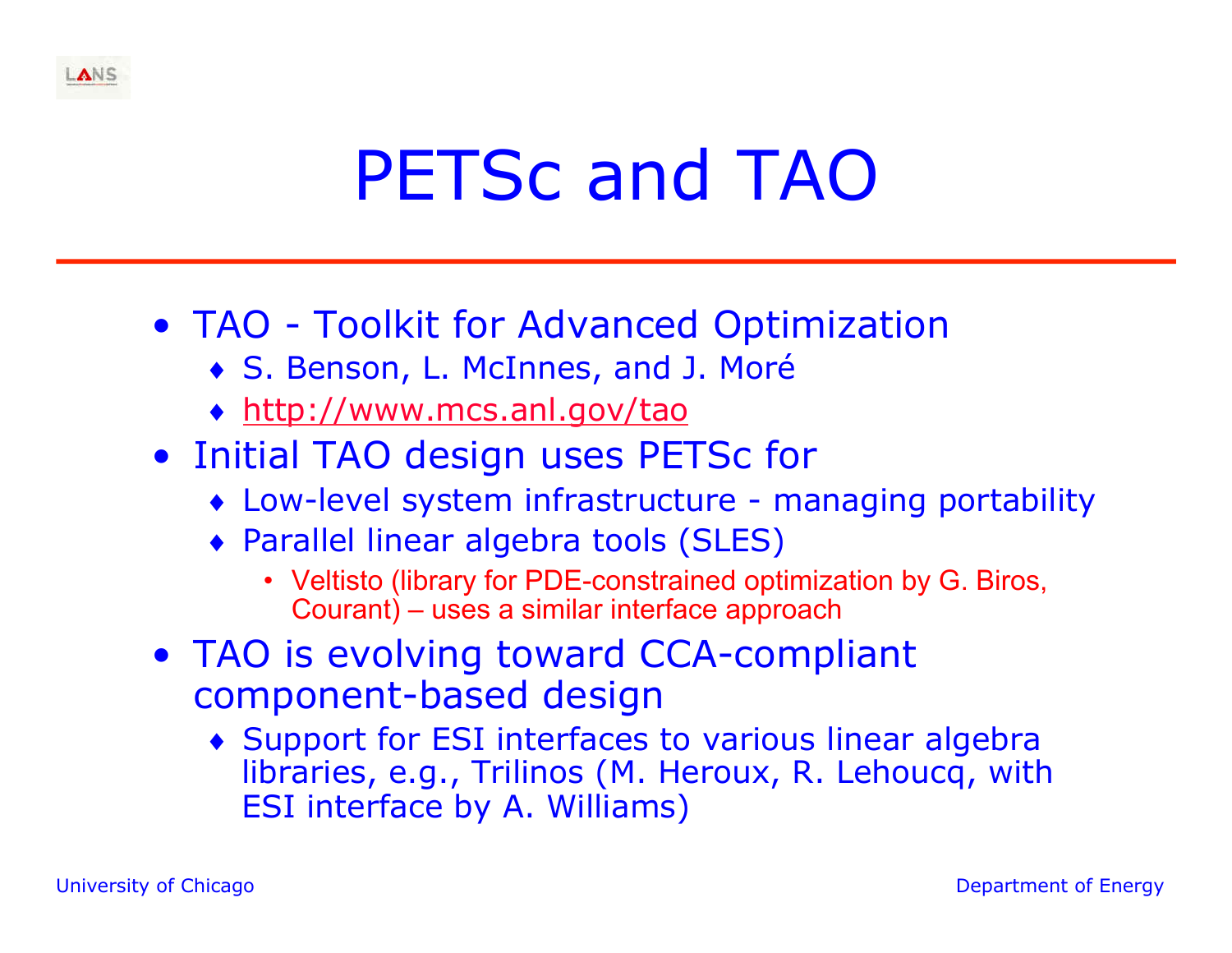# PETSc and TAO

- TAO - Toolkit for Advanced Optimization
  - S. Benson, L. McInnes, and J. Moré
  - http://www.mcs.anl.gov/tao
- Initial TAO design uses PETSc for
  - Low-level system infrastructure - managing portability
  - Parallel linear algebra tools (SLES)
    - Veltisto (library for PDE-constrained optimization by G. Biros, Courant) – uses a similar interface approach
- TAO is evolving toward CCA-compliant component-based design
  - Support for ESI interfaces to various linear algebra libraries, e.g., Trilinos (M. Heroux, R. Lehoucq, with ESI interface by A. Williams)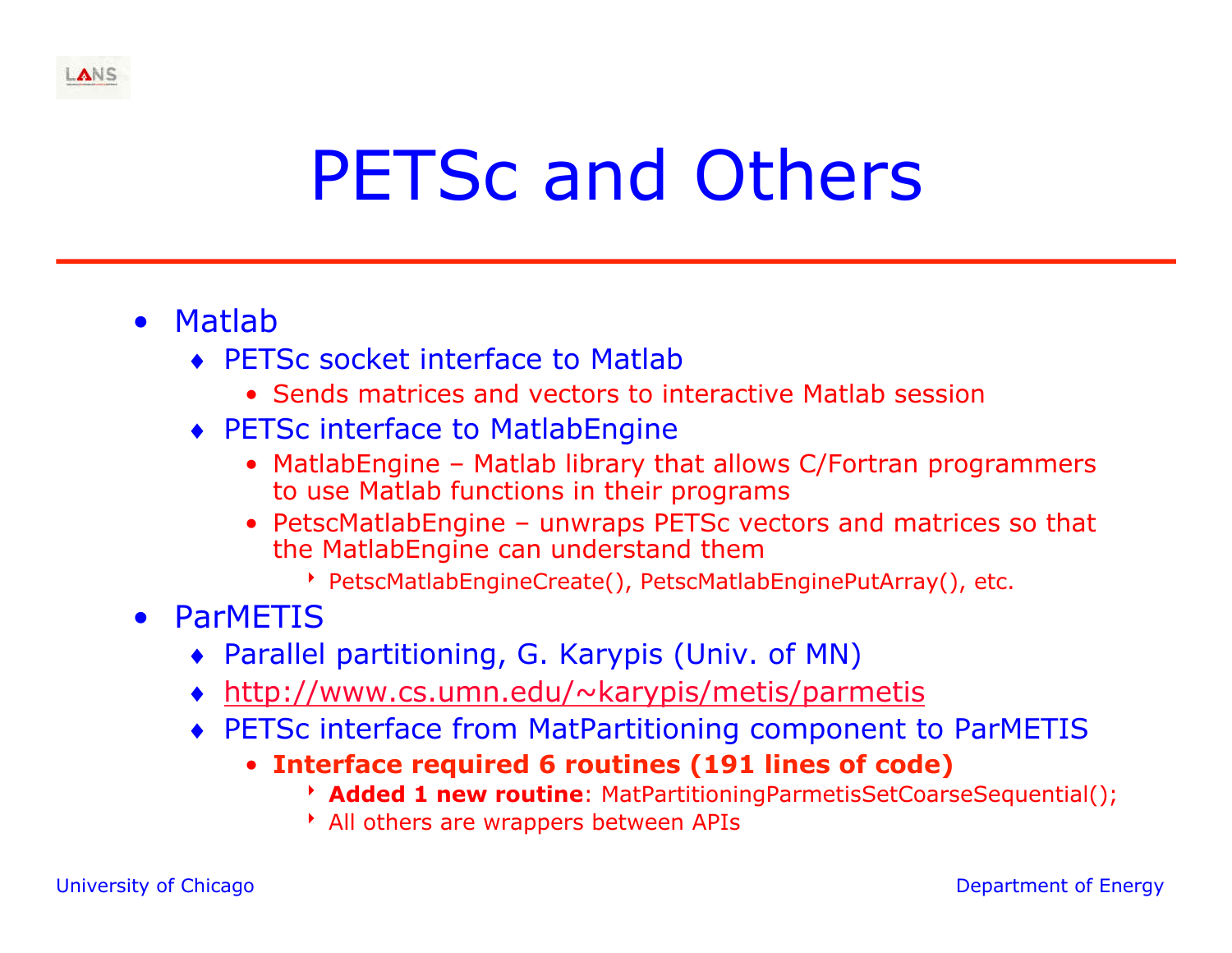# PETSc and Others

- Matlab
  - PETSc socket interface to Matlab
    - Sends matrices and vectors to interactive Matlab session
  - PETSc interface to MatlabEngine
    - MatlabEngine – Matlab library that allows C/Fortran programmers to use Matlab functions in their programs
    - PetscMatlabEngine – unwraps PETSc vectors and matrices so that the MatlabEngine can understand them
      - PetscMatlabEngineCreate(), PetscMatlabEnginePutArray(), etc.
- ParMETIS
  - Parallel partitioning, G. Karypis (Univ. of MN)
  - http://www.cs.umn.edu/~karypis/metis/parmetis
  - PETSc interface from MatPartitioning component to ParMETIS
    - **Interface required 6 routines (191 lines of code)**
      - **Added 1 new routine**: MatPartitioningParmetisSetCoarseSequential();
      - All others are wrappers between APIs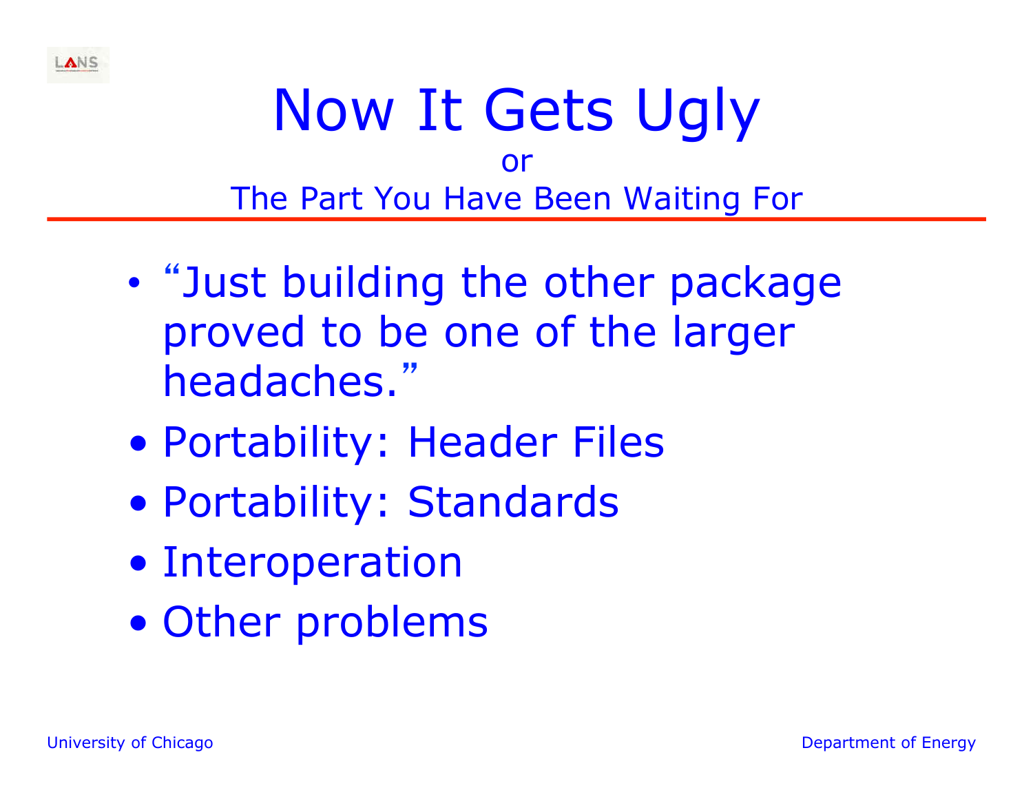# Now It Gets Ugly

or

The Part You Have Been Waiting For

- “Just building the other package proved to be one of the larger headaches.”
- Portability: Header Files
- Portability: Standards
- Interoperation
- Other problems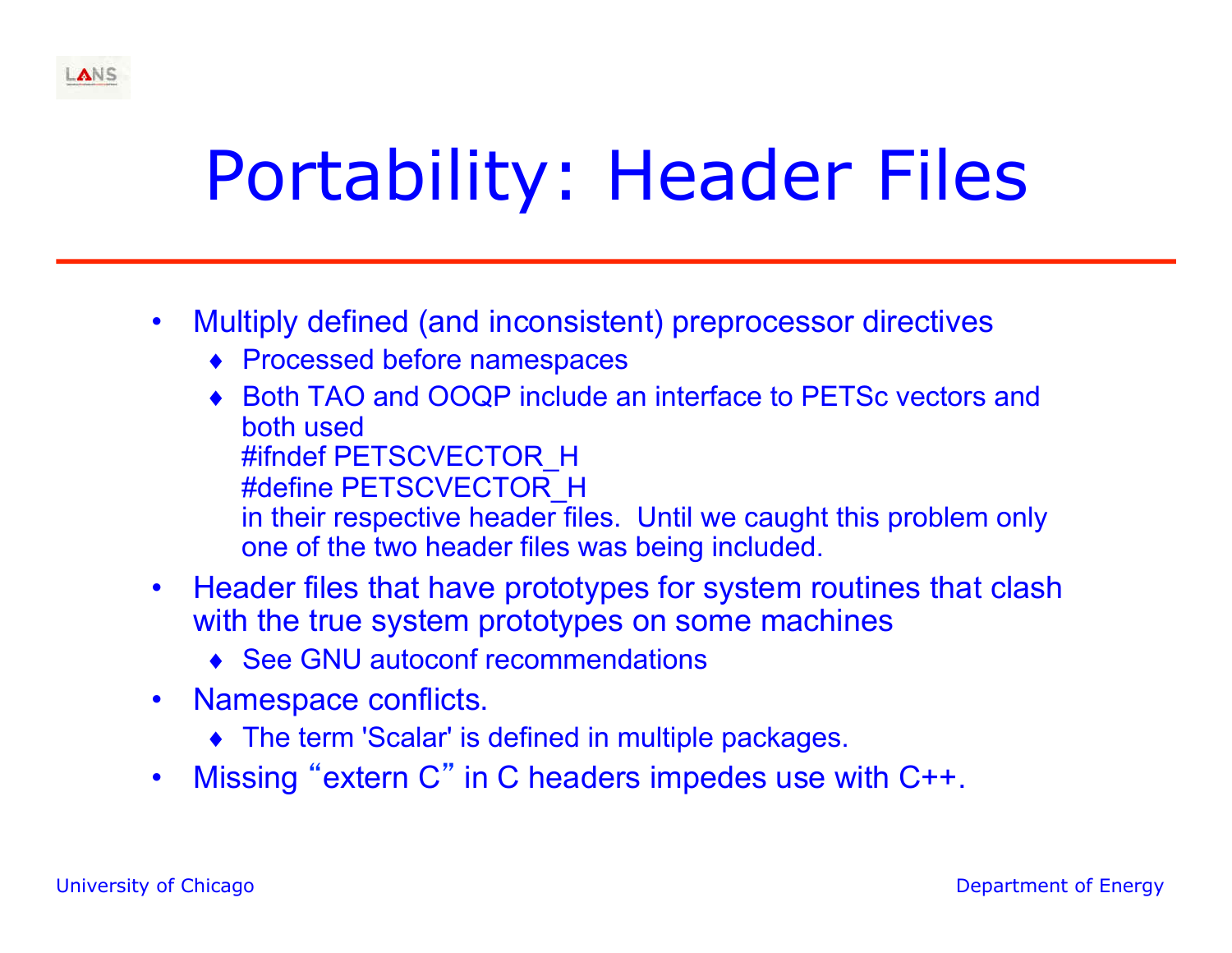# Portability: Header Files

- Multiply defined (and inconsistent) preprocessor directives
  - Processed before namespaces
  - Both TAO and OOQP include an interface to PETSc vectors and both used

    ```
    #ifndef PETSCVECTOR_H
    #define PETSCVECTOR_H
    ```

    in their respective header files. Until we caught this problem only one of the two header files was being included.
- Header files that have prototypes for system routines that clash with the true system prototypes on some machines
  - See GNU autoconf recommendations
- Namespace conflicts.
  - The term 'Scalar' is defined in multiple packages.
- Missing “extern C” in C headers impedes use with C++.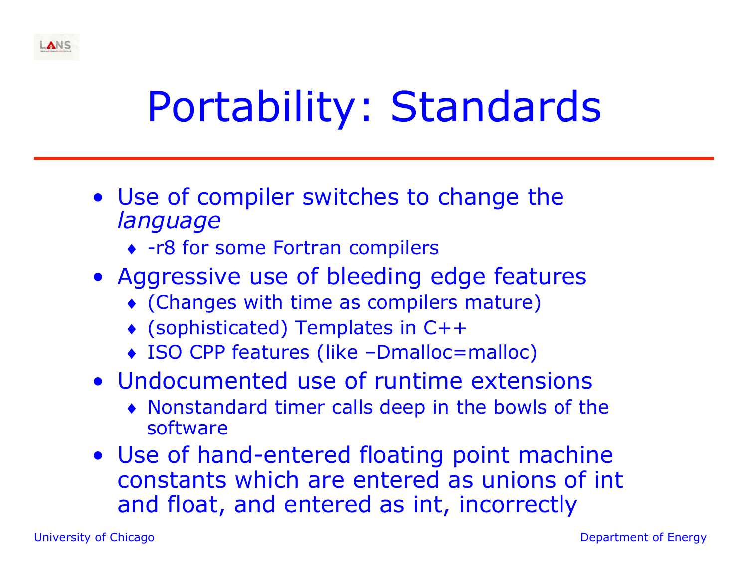# Portability: Standards

- Use of compiler switches to change the *language*
  - -r8 for some Fortran compilers
- Aggressive use of bleeding edge features
  - (Changes with time as compilers mature)
  - (sophisticated) Templates in C++
  - ISO CPP features (like –Dmalloc=malloc)
- Undocumented use of runtime extensions
  - Nonstandard timer calls deep in the bowls of the software
- Use of hand-entered floating point machine constants which are entered as unions of int and float, and entered as int, incorrectly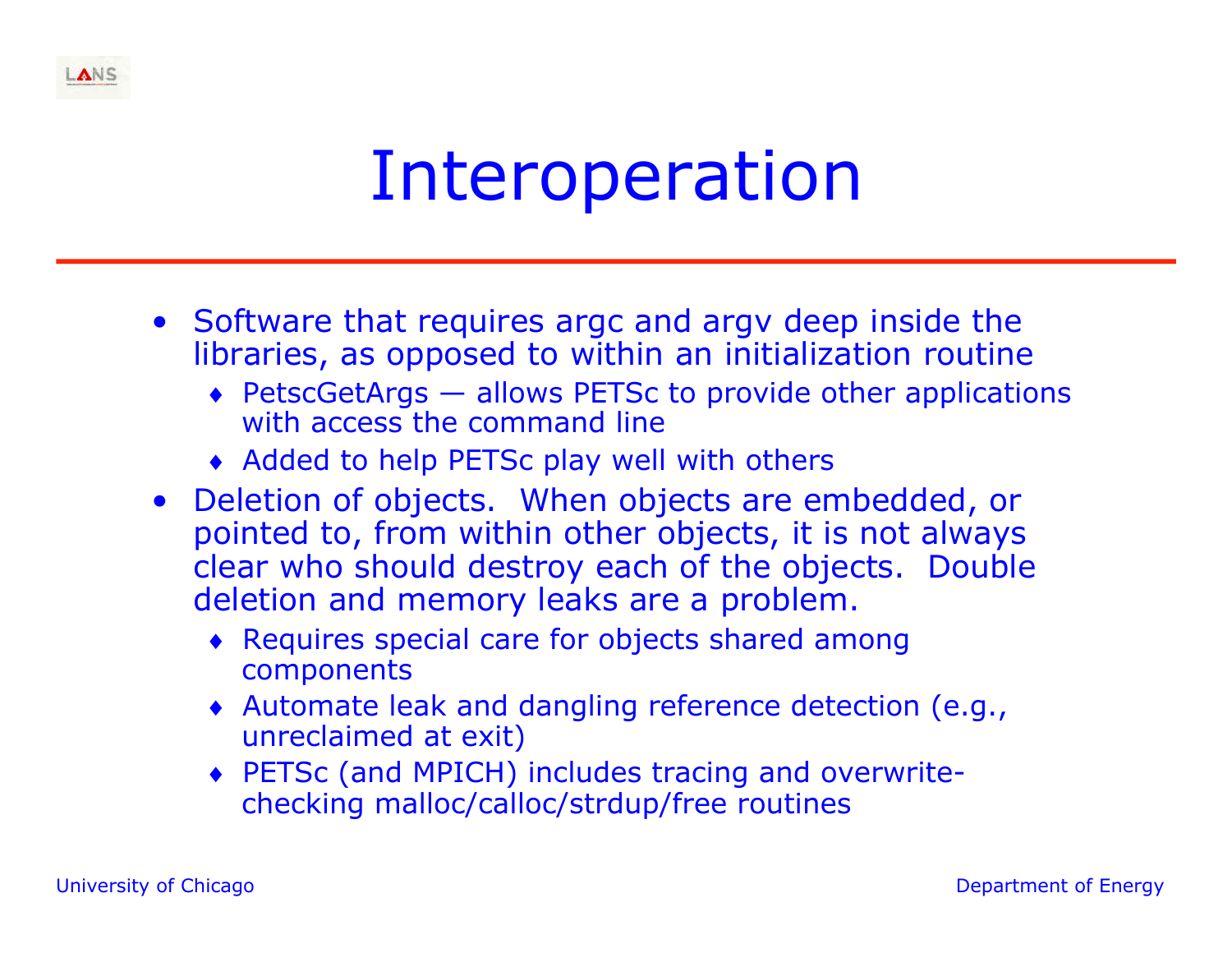# Interoperation

- Software that requires argc and argv deep inside the libraries, as opposed to within an initialization routine
  - PetscGetArgs — allows PETSc to provide other applications with access the command line
  - Added to help PETSc play well with others
- Deletion of objects. When objects are embedded, or pointed to, from within other objects, it is not always clear who should destroy each of the objects. Double deletion and memory leaks are a problem.
  - Requires special care for objects shared among components
  - Automate leak and dangling reference detection (e.g., unreclaimed at exit)
  - PETSc (and MPICH) includes tracing and overwrite-checking malloc/calloc/strdup/free routines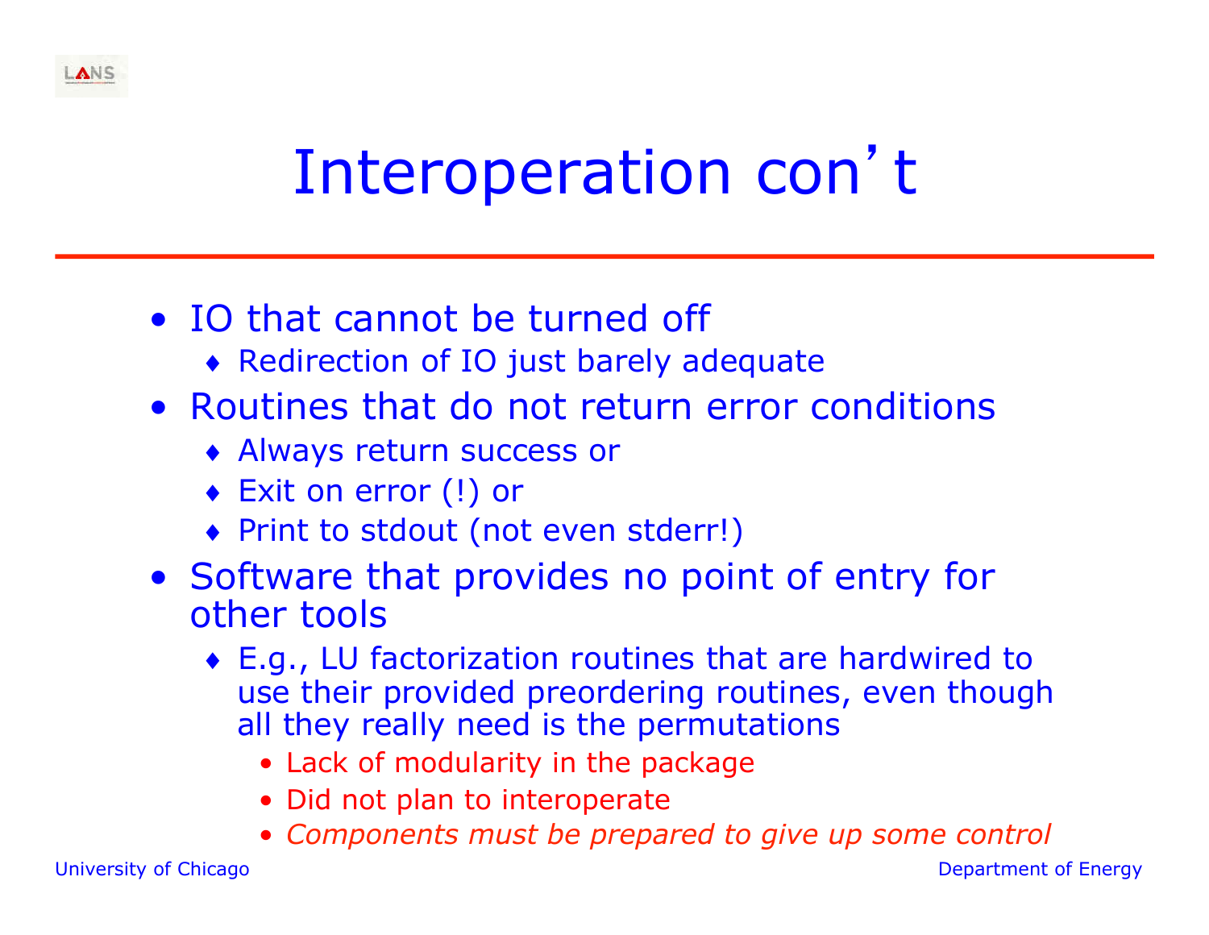# Interoperation con't

- IO that cannot be turned off
  - Redirection of IO just barely adequate
- Routines that do not return error conditions
  - Always return success or
  - Exit on error (!) or
  - Print to stdout (not even stderr!)
- Software that provides no point of entry for other tools
  - E.g., LU factorization routines that are hardwired to use their provided preordering routines, even though all they really need is the permutations
    - Lack of modularity in the package
    - Did not plan to interoperate
    - *Components must be prepared to give up some control*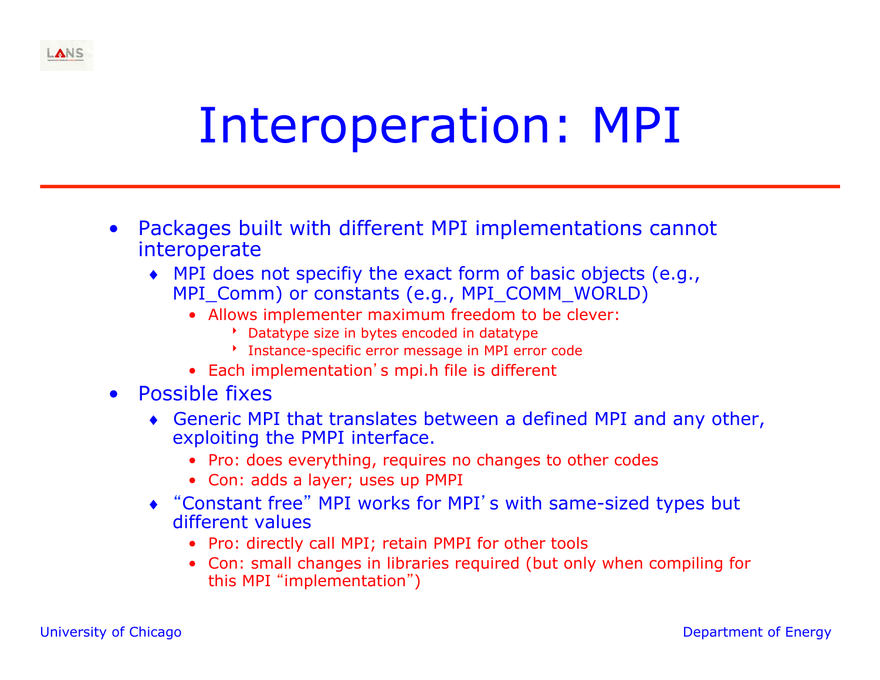# Interoperation: MPI

- Packages built with different MPI implementations cannot interoperate
  - MPI does not specifiy the exact form of basic objects (e.g., MPI_Comm) or constants (e.g., MPI_COMM_WORLD)
    - Allows implementer maximum freedom to be clever:
      - Datatype size in bytes encoded in datatype
      - Instance-specific error message in MPI error code
    - Each implementation's mpi.h file is different
- Possible fixes
  - Generic MPI that translates between a defined MPI and any other, exploiting the PMPI interface.
    - Pro: does everything, requires no changes to other codes
    - Con: adds a layer; uses up PMPI
  - "Constant free" MPI works for MPI's with same-sized types but different values
    - Pro: directly call MPI; retain PMPI for other tools
    - Con: small changes in libraries required (but only when compiling for this MPI "implementation")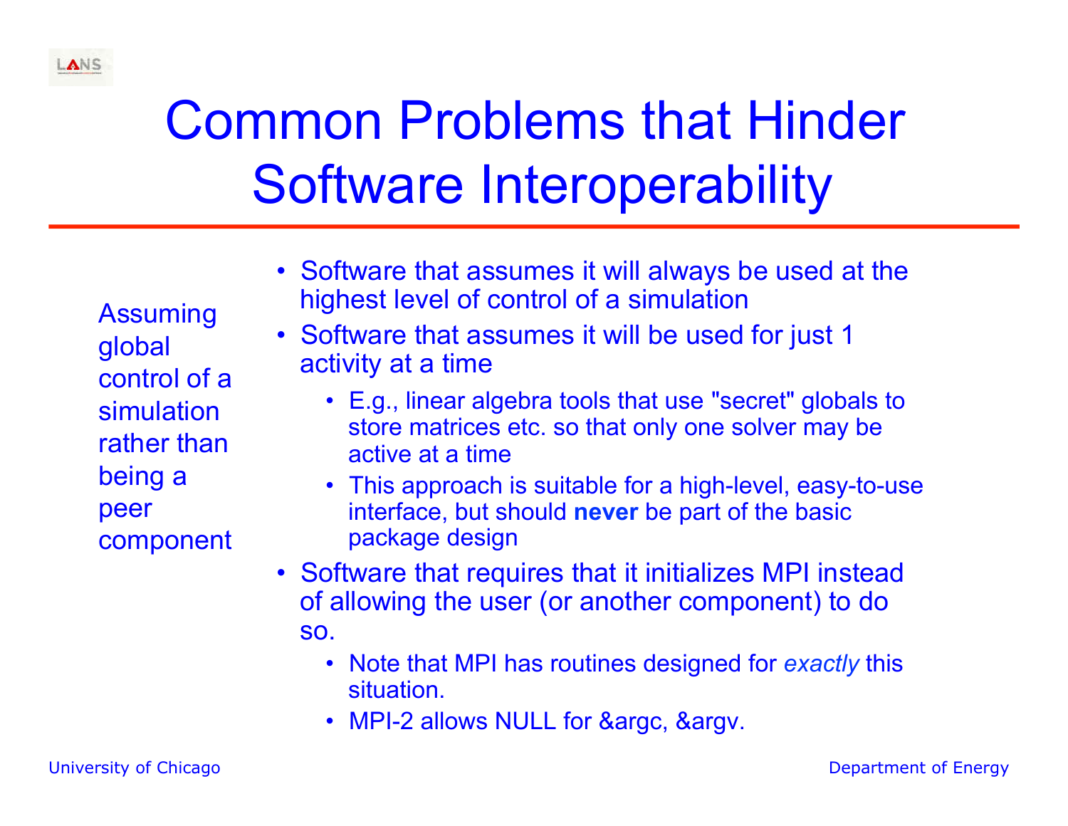# Common Problems that Hinder Software Interoperability

Assuming global control of a simulation rather than being a peer component

- Software that assumes it will always be used at the highest level of control of a simulation
- Software that assumes it will be used for just 1 activity at a time
  - E.g., linear algebra tools that use "secret" globals to store matrices etc. so that only one solver may be active at a time
  - This approach is suitable for a high-level, easy-to-use interface, but should **never** be part of the basic package design
- Software that requires that it initializes MPI instead of allowing the user (or another component) to do so.
  - Note that MPI has routines designed for *exactly* this situation.
  - MPI-2 allows NULL for &argc, &argv.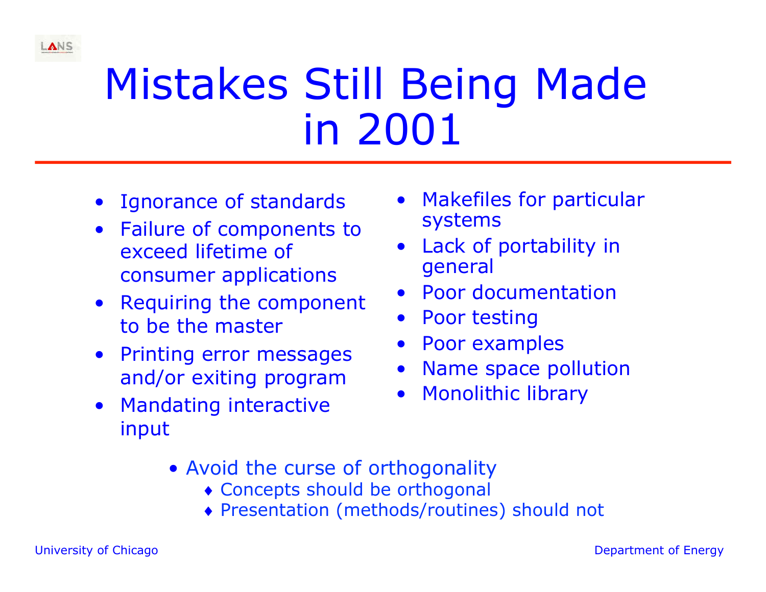# Mistakes Still Being Made in 2001

- Ignorance of standards
- Failure of components to exceed lifetime of consumer applications
- Requiring the component to be the master
- Printing error messages and/or exiting program
- Mandating interactive input
- Makefiles for particular systems
- Lack of portability in general
- Poor documentation
- Poor testing
- Poor examples
- Name space pollution
- Monolithic library

- Avoid the curse of orthogonality
  - Concepts should be orthogonal
  - Presentation (methods/routines) should not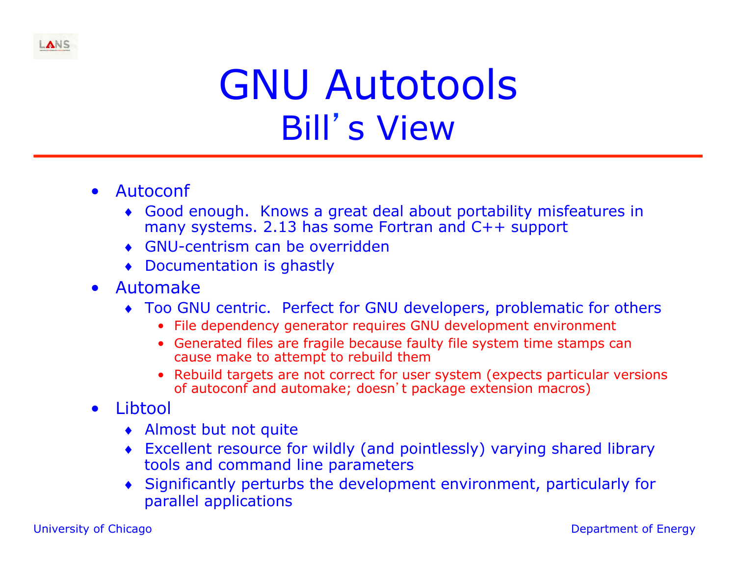# GNU Autotools
## Bill's View

- Autoconf
  - Good enough. Knows a great deal about portability misfeatures in many systems. 2.13 has some Fortran and C++ support
  - GNU-centrism can be overridden
  - Documentation is ghastly
- Automake
  - Too GNU centric. Perfect for GNU developers, problematic for others
    - File dependency generator requires GNU development environment
    - Generated files are fragile because faulty file system time stamps can cause make to attempt to rebuild them
    - Rebuild targets are not correct for user system (expects particular versions of autoconf and automake; doesn't package extension macros)
- Libtool
  - Almost but not quite
  - Excellent resource for wildly (and pointlessly) varying shared library tools and command line parameters
  - Significantly perturbs the development environment, particularly for parallel applications